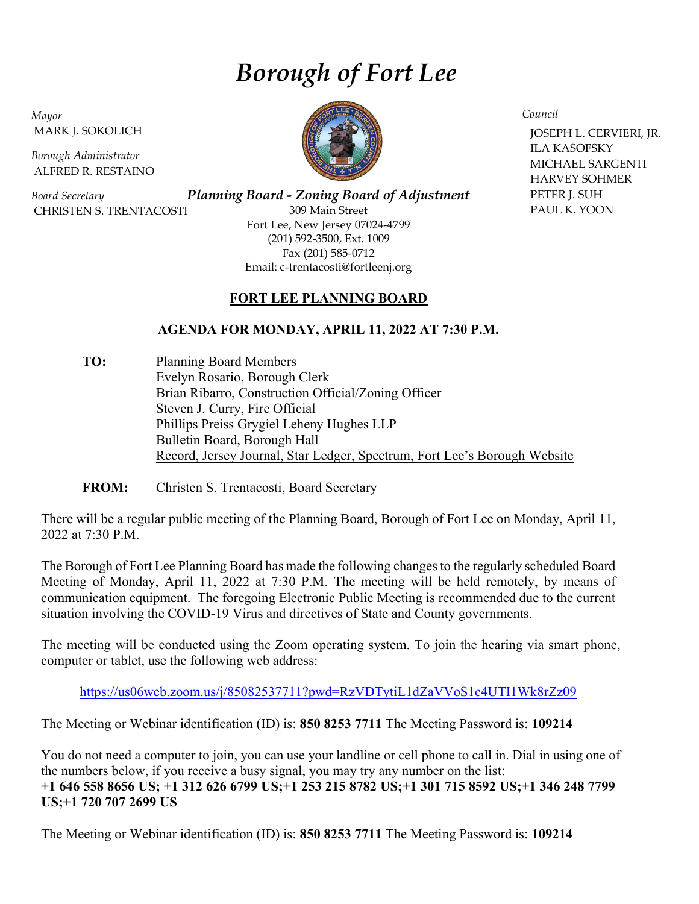# *Borough of Fort Lee*

*Mayor*
MARK J. SOKOLICH

*Borough Administrator*
ALFRED R. RESTAINO

*Board Secretary*
CHRISTEN S. TRENTACOSTI

*Council*
JOSEPH L. CERVIERI, JR.
ILA KASOFSKY
MICHAEL SARGENTI
HARVEY SOHMER
PETER J. SUH
PAUL K. YOON

***Planning Board - Zoning Board of Adjustment***
309 Main Street
Fort Lee, New Jersey 07024-4799
(201) 592-3500, Ext. 1009
Fax (201) 585-0712
Email: c-trentacosti@fortleenj.org

## FORT LEE PLANNING BOARD

### AGENDA FOR MONDAY, APRIL 11, 2022 AT 7:30 P.M.

**TO:** Planning Board Members
Evelyn Rosario, Borough Clerk
Brian Ribarro, Construction Official/Zoning Officer
Steven J. Curry, Fire Official
Phillips Preiss Grygiel Leheny Hughes LLP
Bulletin Board, Borough Hall
Record, Jersey Journal, Star Ledger, Spectrum, Fort Lee's Borough Website

**FROM:** Christen S. Trentacosti, Board Secretary

There will be a regular public meeting of the Planning Board, Borough of Fort Lee on Monday, April 11, 2022 at 7:30 P.M.

The Borough of Fort Lee Planning Board has made the following changes to the regularly scheduled Board Meeting of Monday, April 11, 2022 at 7:30 P.M. The meeting will be held remotely, by means of communication equipment. The foregoing Electronic Public Meeting is recommended due to the current situation involving the COVID-19 Virus and directives of State and County governments.

The meeting will be conducted using the Zoom operating system. To join the hearing via smart phone, computer or tablet, use the following web address:

https://us06web.zoom.us/j/85082537711?pwd=RzVDTytiL1dZaVVoS1c4UTI1Wk8rZz09

The Meeting or Webinar identification (ID) is: **850 8253 7711** The Meeting Password is: **109214**

You do not need a computer to join, you can use your landline or cell phone to call in. Dial in using one of the numbers below, if you receive a busy signal, you may try any number on the list:
**+1 646 558 8656 US; +1 312 626 6799 US;+1 253 215 8782 US;+1 301 715 8592 US;+1 346 248 7799 US;+1 720 707 2699 US**

The Meeting or Webinar identification (ID) is: **850 8253 7711** The Meeting Password is: **109214**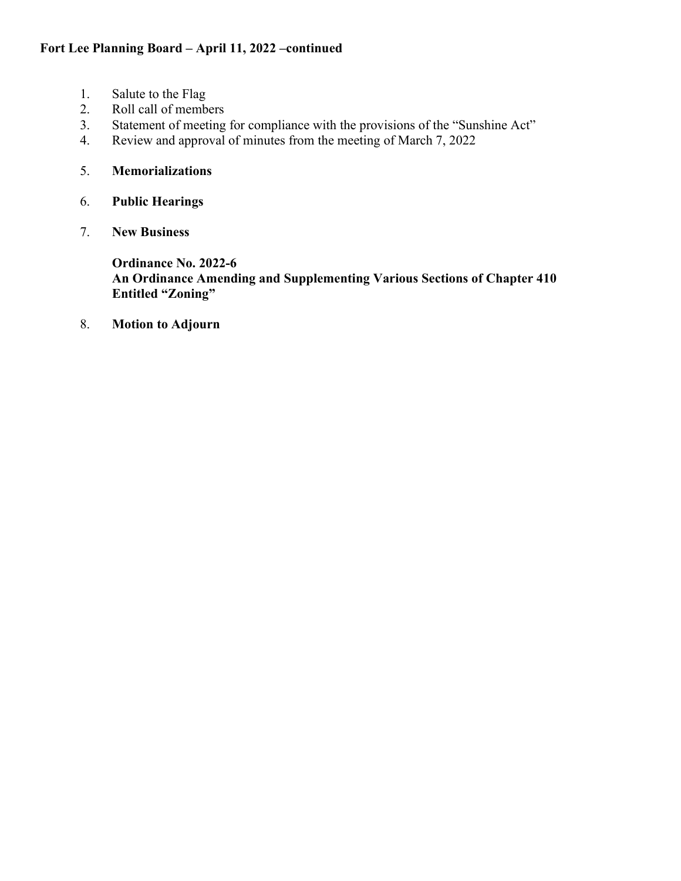**Fort Lee Planning Board – April 11, 2022 –continued**

1. Salute to the Flag
2. Roll call of members
3. Statement of meeting for compliance with the provisions of the "Sunshine Act"
4. Review and approval of minutes from the meeting of March 7, 2022
5. **Memorializations**
6. **Public Hearings**
7. **New Business**

   **Ordinance No. 2022-6**
   **An Ordinance Amending and Supplementing Various Sections of Chapter 410 Entitled "Zoning"**

8. **Motion to Adjourn**